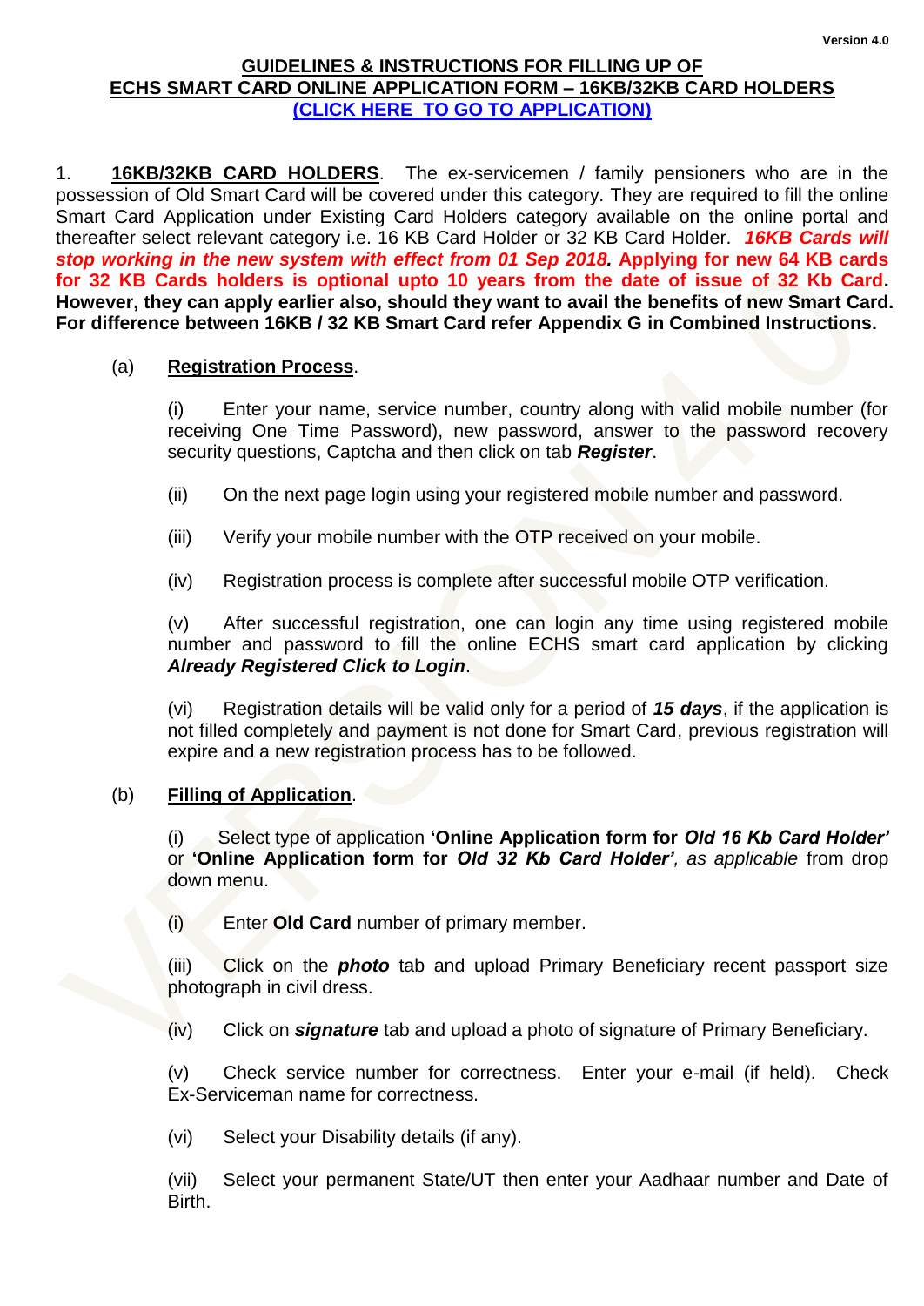Version 4.0

**GUIDELINES & INSTRUCTIONS FOR FILLING UP OF ECHS SMART CARD ONLINE APPLICATION FORM – 16KB/32KB CARD HOLDERS**

**(CLICK HERE TO GO TO APPLICATION)**

1. **16KB/32KB CARD HOLDERS**. The ex-servicemen / family pensioners who are in the possession of Old Smart Card will be covered under this category. They are required to fill the online Smart Card Application under Existing Card Holders category available on the online portal and thereafter select relevant category i.e. 16 KB Card Holder or 32 KB Card Holder. ***16KB Cards will stop working in the new system with effect from 01 Sep 2018.*** **Applying for new 64 KB cards for 32 KB Cards holders is optional upto 10 years from the date of issue of 32 Kb Card. However, they can apply earlier also, should they want to avail the benefits of new Smart Card. For difference between 16KB / 32 KB Smart Card refer Appendix G in Combined Instructions.**

(a) **Registration Process**.

(i) Enter your name, service number, country along with valid mobile number (for receiving One Time Password), new password, answer to the password recovery security questions, Captcha and then click on tab ***Register***.

(ii) On the next page login using your registered mobile number and password.

(iii) Verify your mobile number with the OTP received on your mobile.

(iv) Registration process is complete after successful mobile OTP verification.

(v) After successful registration, one can login any time using registered mobile number and password to fill the online ECHS smart card application by clicking ***Already Registered Click to Login***.

(vi) Registration details will be valid only for a period of ***15 days***, if the application is not filled completely and payment is not done for Smart Card, previous registration will expire and a new registration process has to be followed.

(b) **Filling of Application**.

(i) Select type of application **'Online Application form for *Old 16 Kb Card Holder'*** or **'Online Application form for *Old 32 Kb Card Holder'***, *as applicable* from drop down menu.

(i) Enter **Old Card** number of primary member.

(iii) Click on the ***photo*** tab and upload Primary Beneficiary recent passport size photograph in civil dress.

(iv) Click on ***signature*** tab and upload a photo of signature of Primary Beneficiary.

(v) Check service number for correctness. Enter your e-mail (if held). Check Ex-Serviceman name for correctness.

(vi) Select your Disability details (if any).

(vii) Select your permanent State/UT then enter your Aadhaar number and Date of Birth.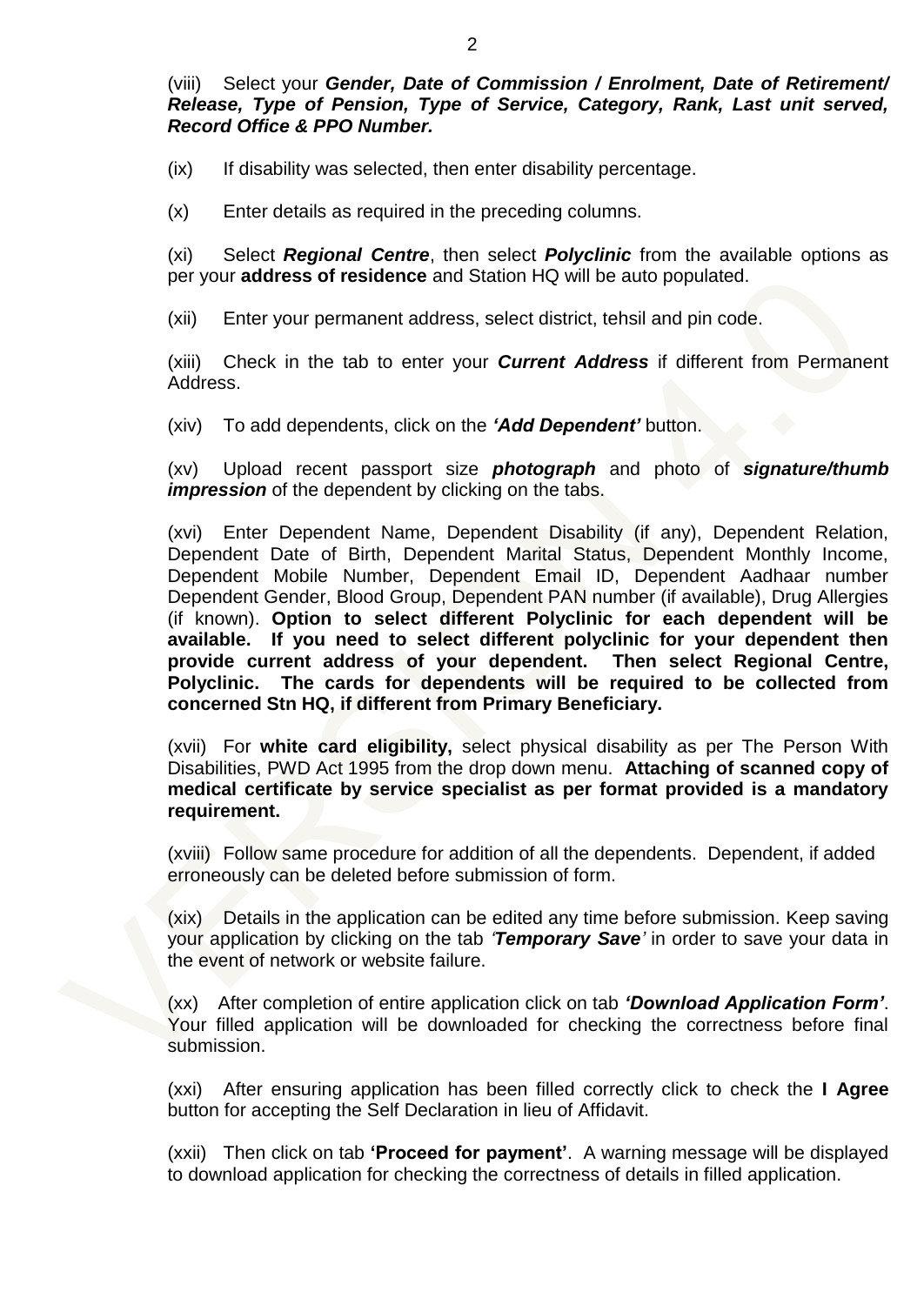(viii) Select your ***Gender, Date of Commission / Enrolment, Date of Retirement/ Release, Type of Pension, Type of Service, Category, Rank, Last unit served, Record Office & PPO Number.***

(ix) If disability was selected, then enter disability percentage.

(x) Enter details as required in the preceding columns.

(xi) Select ***Regional Centre***, then select ***Polyclinic*** from the available options as per your **address of residence** and Station HQ will be auto populated.

(xii) Enter your permanent address, select district, tehsil and pin code.

(xiii) Check in the tab to enter your ***Current Address*** if different from Permanent Address.

(xiv) To add dependents, click on the ***'Add Dependent'*** button.

(xv) Upload recent passport size ***photograph*** and photo of ***signature/thumb impression*** of the dependent by clicking on the tabs.

(xvi) Enter Dependent Name, Dependent Disability (if any), Dependent Relation, Dependent Date of Birth, Dependent Marital Status, Dependent Monthly Income, Dependent Mobile Number, Dependent Email ID, Dependent Aadhaar number Dependent Gender, Blood Group, Dependent PAN number (if available), Drug Allergies (if known). **Option to select different Polyclinic for each dependent will be available. If you need to select different polyclinic for your dependent then provide current address of your dependent. Then select Regional Centre, Polyclinic. The cards for dependents will be required to be collected from concerned Stn HQ, if different from Primary Beneficiary.**

(xvii) For **white card eligibility,** select physical disability as per The Person With Disabilities, PWD Act 1995 from the drop down menu. **Attaching of scanned copy of medical certificate by service specialist as per format provided is a mandatory requirement.**

(xviii) Follow same procedure for addition of all the dependents. Dependent, if added erroneously can be deleted before submission of form.

(xix) Details in the application can be edited any time before submission. Keep saving your application by clicking on the tab ***'Temporary Save'*** in order to save your data in the event of network or website failure.

(xx) After completion of entire application click on tab ***'Download Application Form'***. Your filled application will be downloaded for checking the correctness before final submission.

(xxi) After ensuring application has been filled correctly click to check the **I Agree** button for accepting the Self Declaration in lieu of Affidavit.

(xxii) Then click on tab **'Proceed for payment'**. A warning message will be displayed to download application for checking the correctness of details in filled application.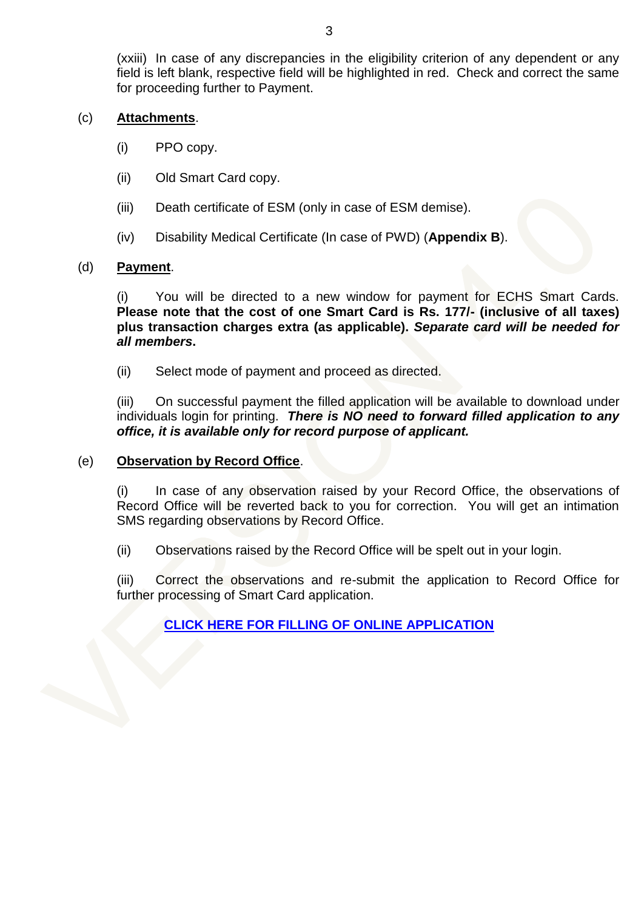(xxiii) In case of any discrepancies in the eligibility criterion of any dependent or any field is left blank, respective field will be highlighted in red. Check and correct the same for proceeding further to Payment.

(c) **Attachments**.

(i) PPO copy.

(ii) Old Smart Card copy.

(iii) Death certificate of ESM (only in case of ESM demise).

(iv) Disability Medical Certificate (In case of PWD) (**Appendix B**).

(d) **Payment**.

(i) You will be directed to a new window for payment for ECHS Smart Cards. **Please note that the cost of one Smart Card is Rs. 177/- (inclusive of all taxes) plus transaction charges extra (as applicable).** ***Separate card will be needed for all members*****.**

(ii) Select mode of payment and proceed as directed.

(iii) On successful payment the filled application will be available to download under individuals login for printing. ***There is NO need to forward filled application to any office, it is available only for record purpose of applicant.***

(e) **Observation by Record Office**.

(i) In case of any observation raised by your Record Office, the observations of Record Office will be reverted back to you for correction. You will get an intimation SMS regarding observations by Record Office.

(ii) Observations raised by the Record Office will be spelt out in your login.

(iii) Correct the observations and re-submit the application to Record Office for further processing of Smart Card application.

**CLICK HERE FOR FILLING OF ONLINE APPLICATION**